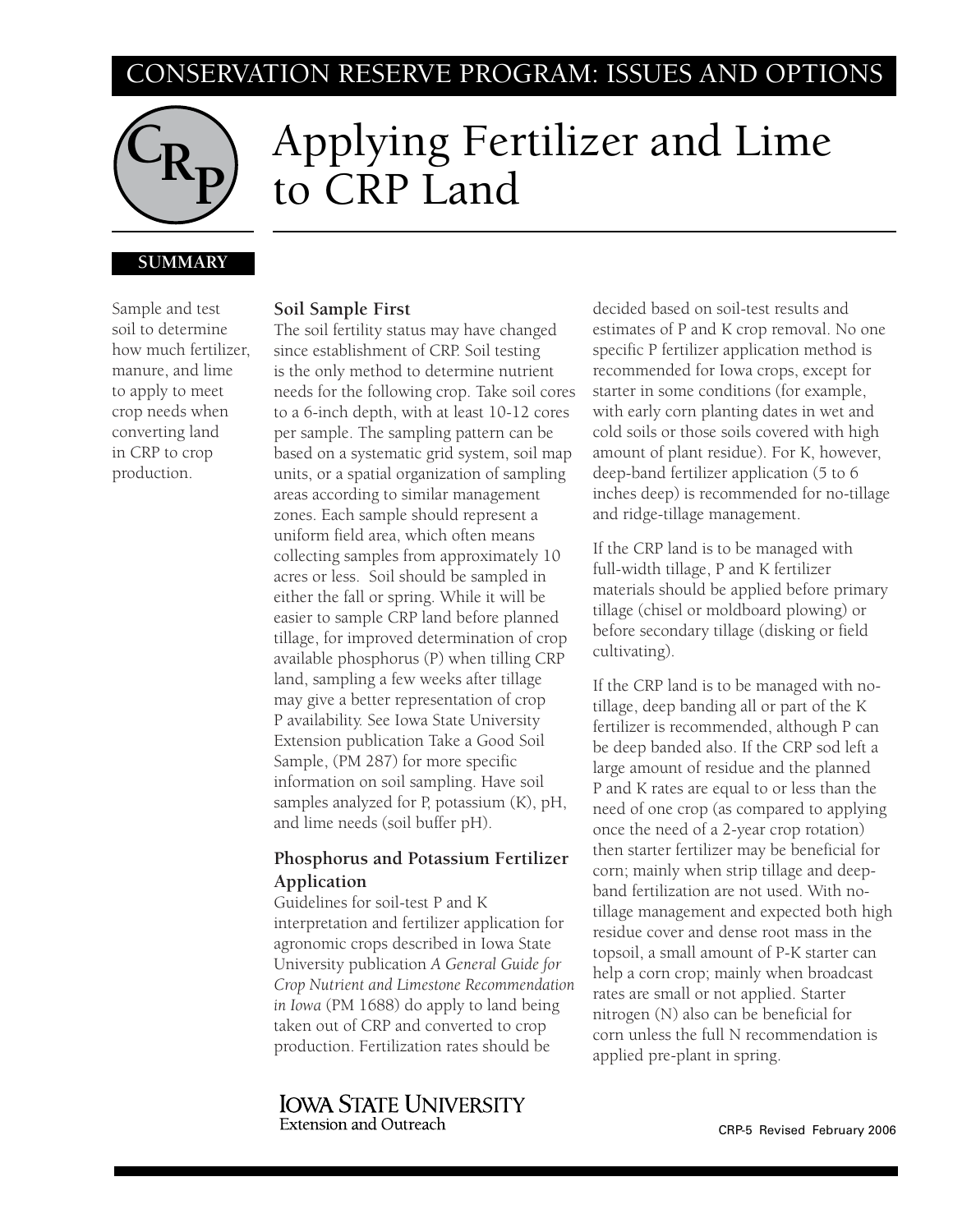CONSERVATION RESERVE PROGRAM: ISSUES AND OPTIONS

# Applying Fertilizer and Lime to CRP Land

**SUMMARY**

Sample and test soil to determine how much fertilizer, manure, and lime to apply to meet crop needs when converting land in CRP to crop production.

### Soil Sample First

The soil fertility status may have changed since establishment of CRP. Soil testing is the only method to determine nutrient needs for the following crop. Take soil cores to a 6-inch depth, with at least 10-12 cores per sample. The sampling pattern can be based on a systematic grid system, soil map units, or a spatial organization of sampling areas according to similar management zones. Each sample should represent a uniform field area, which often means collecting samples from approximately 10 acres or less. Soil should be sampled in either the fall or spring. While it will be easier to sample CRP land before planned tillage, for improved determination of crop available phosphorus (P) when tilling CRP land, sampling a few weeks after tillage may give a better representation of crop P availability. See Iowa State University Extension publication Take a Good Soil Sample, (PM 287) for more specific information on soil sampling. Have soil samples analyzed for P, potassium (K), pH, and lime needs (soil buffer pH).

### Phosphorus and Potassium Fertilizer Application

Guidelines for soil-test P and K interpretation and fertilizer application for agronomic crops described in Iowa State University publication *A General Guide for Crop Nutrient and Limestone Recommendation in Iowa* (PM 1688) do apply to land being taken out of CRP and converted to crop production. Fertilization rates should be decided based on soil-test results and estimates of P and K crop removal. No one specific P fertilizer application method is recommended for Iowa crops, except for starter in some conditions (for example, with early corn planting dates in wet and cold soils or those soils covered with high amount of plant residue). For K, however, deep-band fertilizer application (5 to 6 inches deep) is recommended for no-tillage and ridge-tillage management.

If the CRP land is to be managed with full-width tillage, P and K fertilizer materials should be applied before primary tillage (chisel or moldboard plowing) or before secondary tillage (disking or field cultivating).

If the CRP land is to be managed with no-tillage, deep banding all or part of the K fertilizer is recommended, although P can be deep banded also. If the CRP sod left a large amount of residue and the planned P and K rates are equal to or less than the need of one crop (as compared to applying once the need of a 2-year crop rotation) then starter fertilizer may be beneficial for corn; mainly when strip tillage and deep-band fertilization are not used. With no-tillage management and expected both high residue cover and dense root mass in the topsoil, a small amount of P-K starter can help a corn crop; mainly when broadcast rates are small or not applied. Starter nitrogen (N) also can be beneficial for corn unless the full N recommendation is applied pre-plant in spring.

IOWA STATE UNIVERSITY
Extension and Outreach

CRP-5 Revised February 2006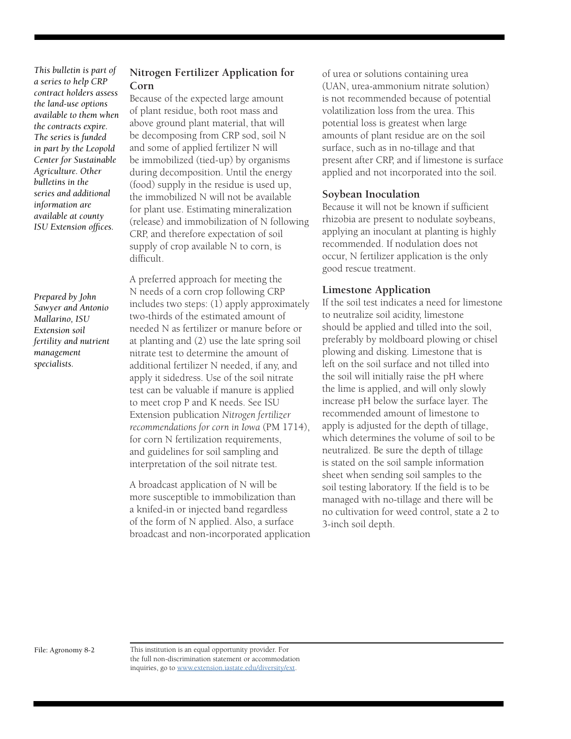*This bulletin is part of a series to help CRP contract holders assess the land-use options available to them when the contracts expire. The series is funded in part by the Leopold Center for Sustainable Agriculture. Other bulletins in the series and additional information are available at county ISU Extension offices.*

*Prepared by John Sawyer and Antonio Mallarino, ISU Extension soil fertility and nutrient management specialists.*

## Nitrogen Fertilizer Application for Corn

Because of the expected large amount of plant residue, both root mass and above ground plant material, that will be decomposing from CRP sod, soil N and some of applied fertilizer N will be immobilized (tied-up) by organisms during decomposition. Until the energy (food) supply in the residue is used up, the immobilized N will not be available for plant use. Estimating mineralization (release) and immobilization of N following CRP, and therefore expectation of soil supply of crop available N to corn, is difficult.

A preferred approach for meeting the N needs of a corn crop following CRP includes two steps: (1) apply approximately two-thirds of the estimated amount of needed N as fertilizer or manure before or at planting and (2) use the late spring soil nitrate test to determine the amount of additional fertilizer N needed, if any, and apply it sidedress. Use of the soil nitrate test can be valuable if manure is applied to meet crop P and K needs. See ISU Extension publication *Nitrogen fertilizer recommendations for corn in Iowa* (PM 1714), for corn N fertilization requirements, and guidelines for soil sampling and interpretation of the soil nitrate test.

A broadcast application of N will be more susceptible to immobilization than a knifed-in or injected band regardless of the form of N applied. Also, a surface broadcast and non-incorporated application of urea or solutions containing urea (UAN, urea-ammonium nitrate solution) is not recommended because of potential volatilization loss from the urea. This potential loss is greatest when large amounts of plant residue are on the soil surface, such as in no-tillage and that present after CRP, and if limestone is surface applied and not incorporated into the soil.

## Soybean Inoculation

Because it will not be known if sufficient rhizobia are present to nodulate soybeans, applying an inoculant at planting is highly recommended. If nodulation does not occur, N fertilizer application is the only good rescue treatment.

## Limestone Application

If the soil test indicates a need for limestone to neutralize soil acidity, limestone should be applied and tilled into the soil, preferably by moldboard plowing or chisel plowing and disking. Limestone that is left on the soil surface and not tilled into the soil will initially raise the pH where the lime is applied, and will only slowly increase pH below the surface layer. The recommended amount of limestone to apply is adjusted for the depth of tillage, which determines the volume of soil to be neutralized. Be sure the depth of tillage is stated on the soil sample information sheet when sending soil samples to the soil testing laboratory. If the field is to be managed with no-tillage and there will be no cultivation for weed control, state a 2 to 3-inch soil depth.

File: Agronomy 8-2

This institution is an equal opportunity provider. For the full non-discrimination statement or accommodation inquiries, go to www.extension.iastate.edu/diversity/ext.